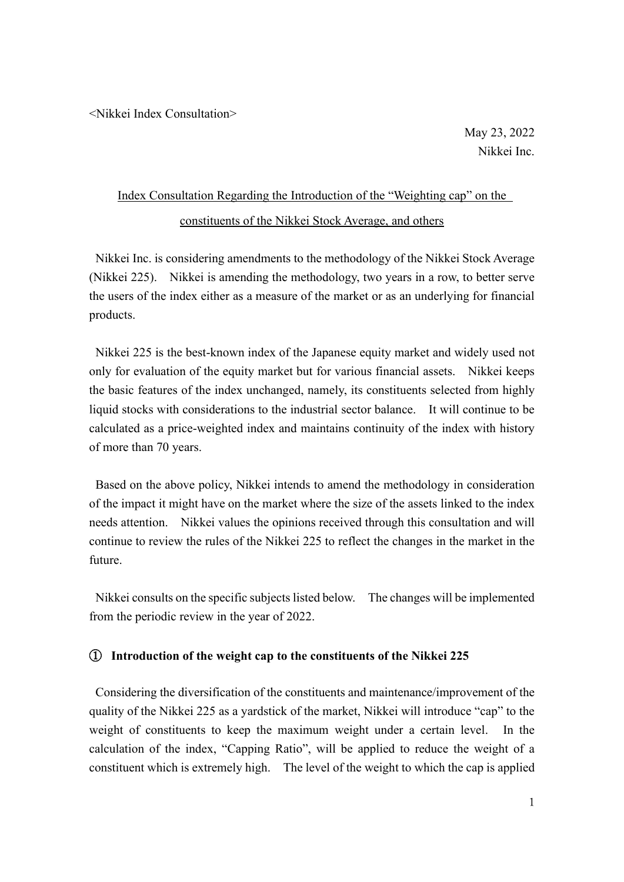<Nikkei Index Consultation>

May 23, 2022
Nikkei Inc.

## Index Consultation Regarding the Introduction of the "Weighting cap" on the constituents of the Nikkei Stock Average, and others

Nikkei Inc. is considering amendments to the methodology of the Nikkei Stock Average (Nikkei 225). Nikkei is amending the methodology, two years in a row, to better serve the users of the index either as a measure of the market or as an underlying for financial products.

Nikkei 225 is the best-known index of the Japanese equity market and widely used not only for evaluation of the equity market but for various financial assets. Nikkei keeps the basic features of the index unchanged, namely, its constituents selected from highly liquid stocks with considerations to the industrial sector balance. It will continue to be calculated as a price-weighted index and maintains continuity of the index with history of more than 70 years.

Based on the above policy, Nikkei intends to amend the methodology in consideration of the impact it might have on the market where the size of the assets linked to the index needs attention. Nikkei values the opinions received through this consultation and will continue to review the rules of the Nikkei 225 to reflect the changes in the market in the future.

Nikkei consults on the specific subjects listed below. The changes will be implemented from the periodic review in the year of 2022.

### ① Introduction of the weight cap to the constituents of the Nikkei 225

Considering the diversification of the constituents and maintenance/improvement of the quality of the Nikkei 225 as a yardstick of the market, Nikkei will introduce "cap" to the weight of constituents to keep the maximum weight under a certain level. In the calculation of the index, "Capping Ratio", will be applied to reduce the weight of a constituent which is extremely high. The level of the weight to which the cap is applied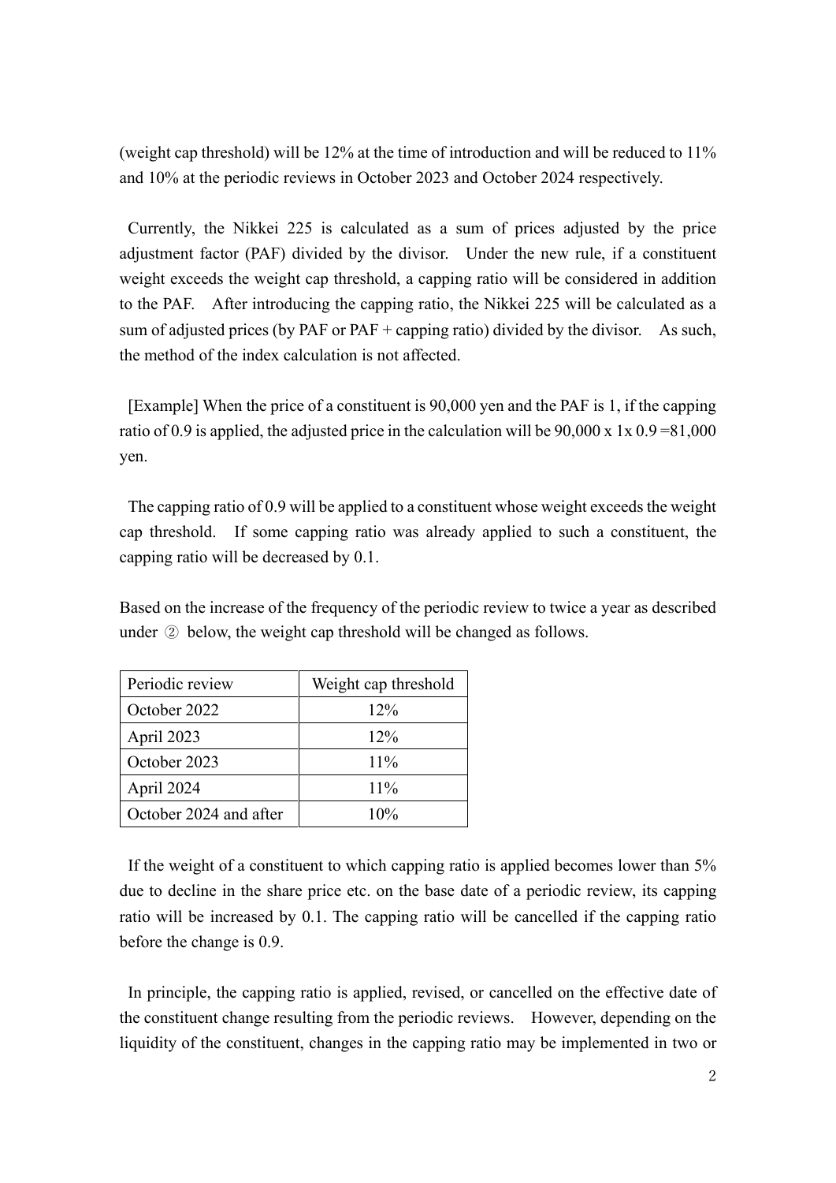(weight cap threshold) will be 12% at the time of introduction and will be reduced to 11% and 10% at the periodic reviews in October 2023 and October 2024 respectively.

Currently, the Nikkei 225 is calculated as a sum of prices adjusted by the price adjustment factor (PAF) divided by the divisor. Under the new rule, if a constituent weight exceeds the weight cap threshold, a capping ratio will be considered in addition to the PAF. After introducing the capping ratio, the Nikkei 225 will be calculated as a sum of adjusted prices (by PAF or PAF + capping ratio) divided by the divisor. As such, the method of the index calculation is not affected.

[Example] When the price of a constituent is 90,000 yen and the PAF is 1, if the capping ratio of 0.9 is applied, the adjusted price in the calculation will be 90,000 x 1x 0.9 =81,000 yen.

The capping ratio of 0.9 will be applied to a constituent whose weight exceeds the weight cap threshold. If some capping ratio was already applied to such a constituent, the capping ratio will be decreased by 0.1.

Based on the increase of the frequency of the periodic review to twice a year as described under ② below, the weight cap threshold will be changed as follows.

| Periodic review | Weight cap threshold |
| --- | --- |
| October 2022 | 12% |
| April 2023 | 12% |
| October 2023 | 11% |
| April 2024 | 11% |
| October 2024 and after | 10% |

If the weight of a constituent to which capping ratio is applied becomes lower than 5% due to decline in the share price etc. on the base date of a periodic review, its capping ratio will be increased by 0.1. The capping ratio will be cancelled if the capping ratio before the change is 0.9.

In principle, the capping ratio is applied, revised, or cancelled on the effective date of the constituent change resulting from the periodic reviews. However, depending on the liquidity of the constituent, changes in the capping ratio may be implemented in two or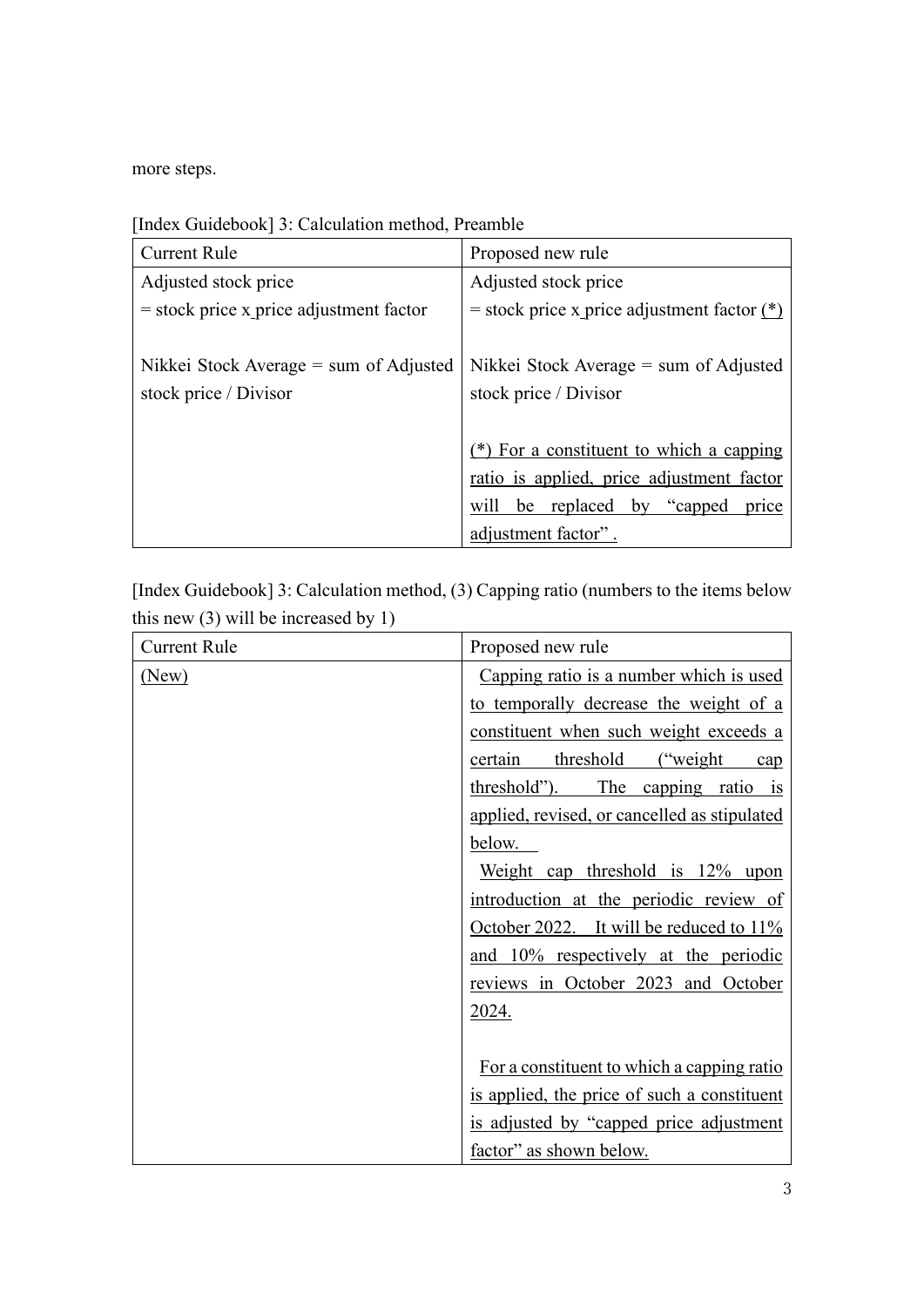more steps.

[Index Guidebook] 3: Calculation method, Preamble

| Current Rule | Proposed new rule |
| --- | --- |
| Adjusted stock price<br>= stock price x price adjustment factor<br><br>Nikkei Stock Average = sum of Adjusted stock price / Divisor | Adjusted stock price<br>= stock price x price adjustment factor (*)<br><br>Nikkei Stock Average = sum of Adjusted stock price / Divisor<br><br>(*) For a constituent to which a capping ratio is applied, price adjustment factor will be replaced by "capped price adjustment factor" . |

[Index Guidebook] 3: Calculation method, (3) Capping ratio (numbers to the items below this new (3) will be increased by 1)

| Current Rule | Proposed new rule |
| --- | --- |
| (New) | Capping ratio is a number which is used to temporally decrease the weight of a constituent when such weight exceeds a certain threshold ("weight cap threshold"). The capping ratio is applied, revised, or cancelled as stipulated below.<br>Weight cap threshold is 12% upon introduction at the periodic review of October 2022. It will be reduced to 11% and 10% respectively at the periodic reviews in October 2023 and October 2024.<br><br>For a constituent to which a capping ratio is applied, the price of such a constituent is adjusted by "capped price adjustment factor" as shown below. |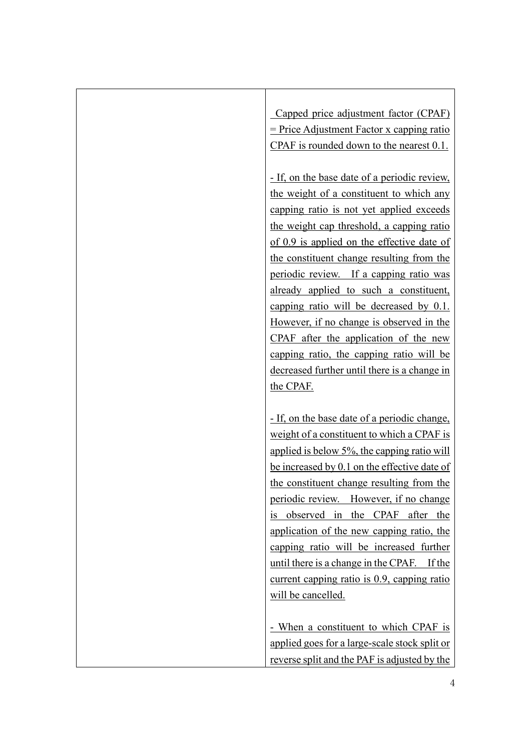| | |
|---|---|
| | Capped price adjustment factor (CPAF) = Price Adjustment Factor x capping ratio CPAF is rounded down to the nearest 0.1.<br><br>- If, on the base date of a periodic review, the weight of a constituent to which any capping ratio is not yet applied exceeds the weight cap threshold, a capping ratio of 0.9 is applied on the effective date of the constituent change resulting from the periodic review. If a capping ratio was already applied to such a constituent, capping ratio will be decreased by 0.1. However, if no change is observed in the CPAF after the application of the new capping ratio, the capping ratio will be decreased further until there is a change in the CPAF.<br><br>- If, on the base date of a periodic change, weight of a constituent to which a CPAF is applied is below 5%, the capping ratio will be increased by 0.1 on the effective date of the constituent change resulting from the periodic review. However, if no change is observed in the CPAF after the application of the new capping ratio, the capping ratio will be increased further until there is a change in the CPAF. If the current capping ratio is 0.9, capping ratio will be cancelled.<br><br>- When a constituent to which CPAF is applied goes for a large-scale stock split or reverse split and the PAF is adjusted by the |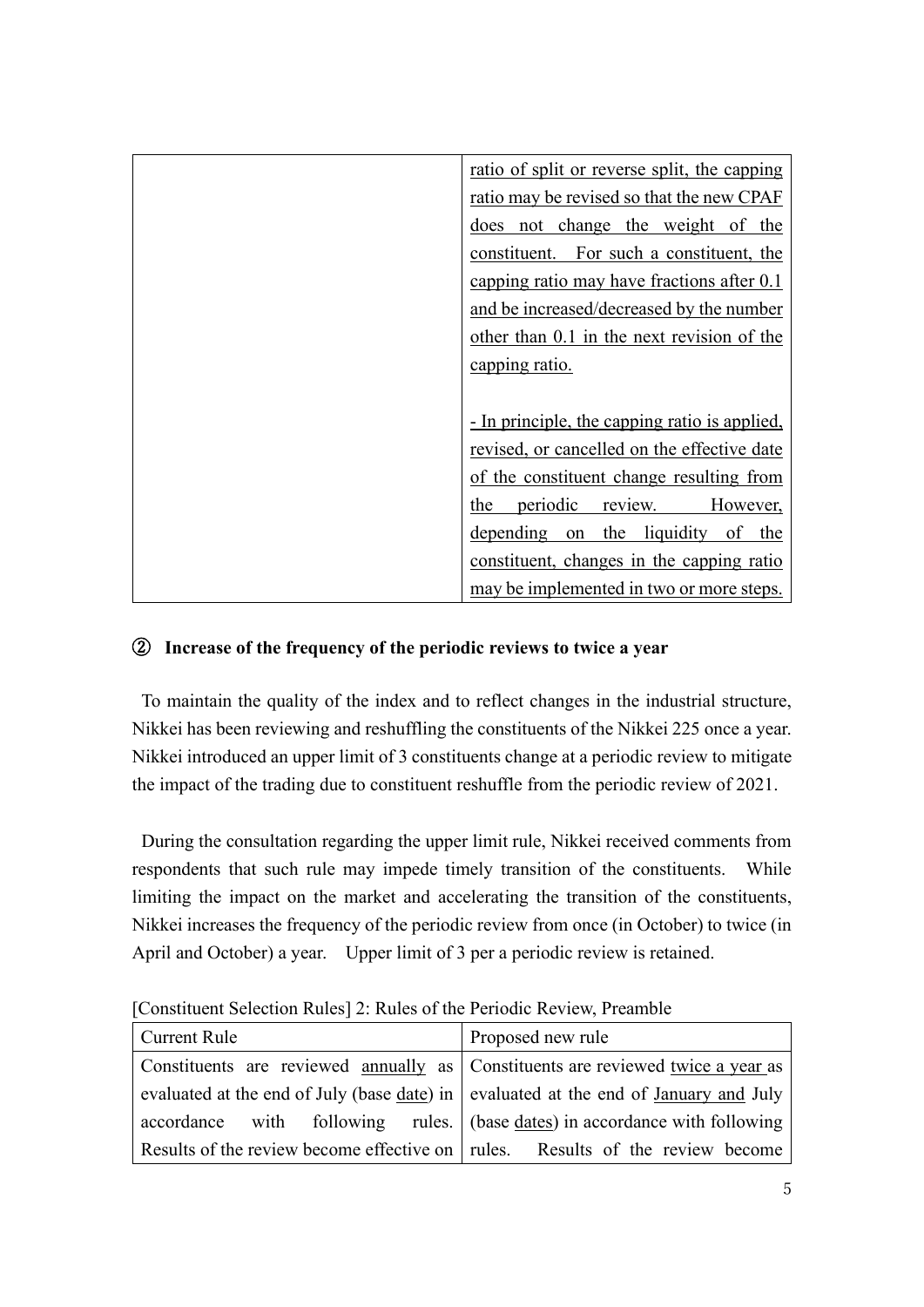| | |
|---|---|
| | <u>ratio of split or reverse split, the capping ratio may be revised so that the new CPAF does not change the weight of the constituent. For such a constituent, the capping ratio may have fractions after 0.1 and be increased/decreased by the number other than 0.1 in the next revision of the capping ratio.</u><br><br><u>- In principle, the capping ratio is applied, revised, or cancelled on the effective date of the constituent change resulting from the periodic review. However, depending on the liquidity of the constituent, changes in the capping ratio may be implemented in two or more steps.</u> |

**② Increase of the frequency of the periodic reviews to twice a year**

To maintain the quality of the index and to reflect changes in the industrial structure, Nikkei has been reviewing and reshuffling the constituents of the Nikkei 225 once a year. Nikkei introduced an upper limit of 3 constituents change at a periodic review to mitigate the impact of the trading due to constituent reshuffle from the periodic review of 2021.

During the consultation regarding the upper limit rule, Nikkei received comments from respondents that such rule may impede timely transition of the constituents. While limiting the impact on the market and accelerating the transition of the constituents, Nikkei increases the frequency of the periodic review from once (in October) to twice (in April and October) a year. Upper limit of 3 per a periodic review is retained.

[Constituent Selection Rules] 2: Rules of the Periodic Review, Preamble

| Current Rule | Proposed new rule |
|---|---|
| Constituents are reviewed <u>annually</u> as evaluated at the end of July (base <u>date</u>) in accordance with following rules. Results of the review become effective on | Constituents are reviewed <u>twice a year</u> as evaluated at the end of <u>January and</u> July (base <u>dates</u>) in accordance with following rules. Results of the review become |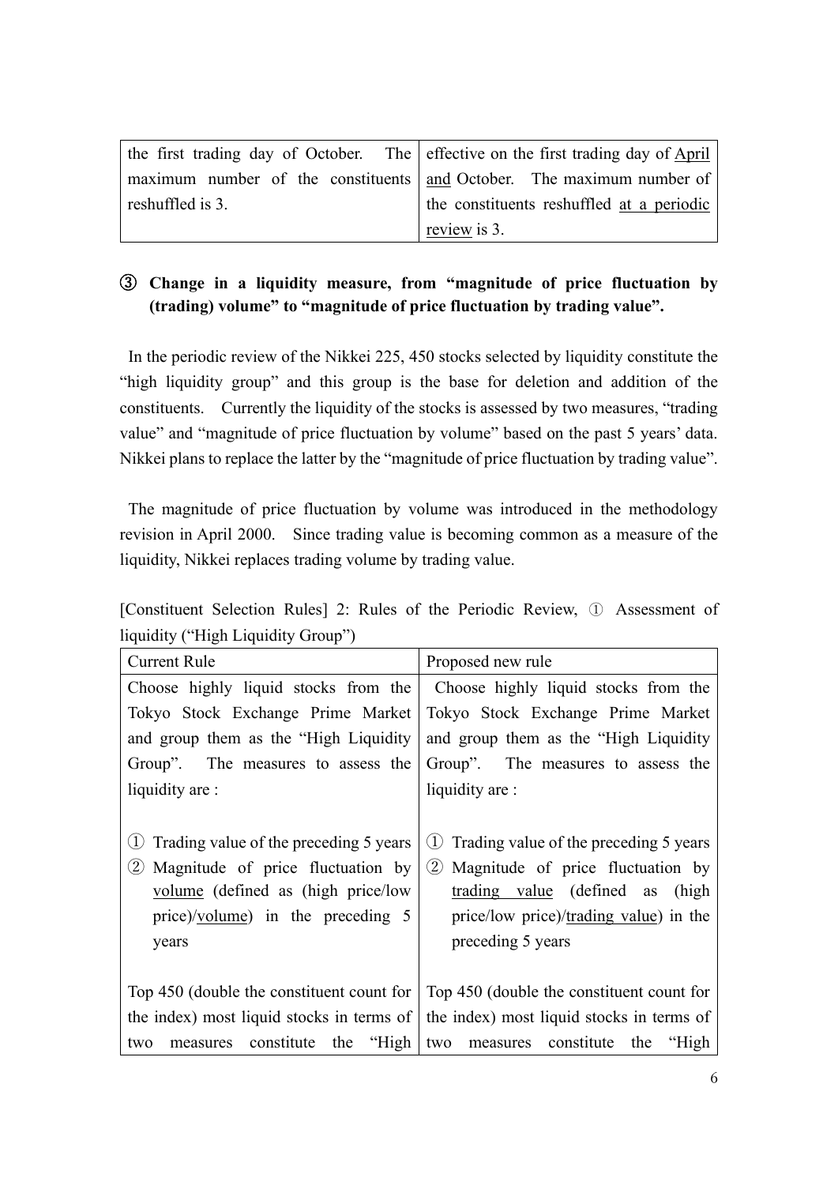| | |
|---|---|
| the first trading day of October. The maximum number of the constituents reshuffled is 3. | effective on the first trading day of <u>April and</u> October. The maximum number of the constituents reshuffled <u>at a periodic review</u> is 3. |

### ③ Change in a liquidity measure, from "magnitude of price fluctuation by (trading) volume" to "magnitude of price fluctuation by trading value".

In the periodic review of the Nikkei 225, 450 stocks selected by liquidity constitute the "high liquidity group" and this group is the base for deletion and addition of the constituents. Currently the liquidity of the stocks is assessed by two measures, "trading value" and "magnitude of price fluctuation by volume" based on the past 5 years' data. Nikkei plans to replace the latter by the "magnitude of price fluctuation by trading value".

The magnitude of price fluctuation by volume was introduced in the methodology revision in April 2000. Since trading value is becoming common as a measure of the liquidity, Nikkei replaces trading volume by trading value.

[Constituent Selection Rules] 2: Rules of the Periodic Review, ① Assessment of liquidity ("High Liquidity Group")

| Current Rule | Proposed new rule |
|---|---|
| Choose highly liquid stocks from the Tokyo Stock Exchange Prime Market and group them as the "High Liquidity Group". The measures to assess the liquidity are :<br><br>① Trading value of the preceding 5 years<br>② Magnitude of price fluctuation by <u>volume</u> (defined as (high price/low price)/<u>volume</u>) in the preceding 5 years<br><br>Top 450 (double the constituent count for the index) most liquid stocks in terms of two measures constitute the "High | Choose highly liquid stocks from the Tokyo Stock Exchange Prime Market and group them as the "High Liquidity Group". The measures to assess the liquidity are :<br><br>① Trading value of the preceding 5 years<br>② Magnitude of price fluctuation by <u>trading value</u> (defined as (high price/low price)/<u>trading value</u>) in the preceding 5 years<br><br>Top 450 (double the constituent count for the index) most liquid stocks in terms of two measures constitute the "High |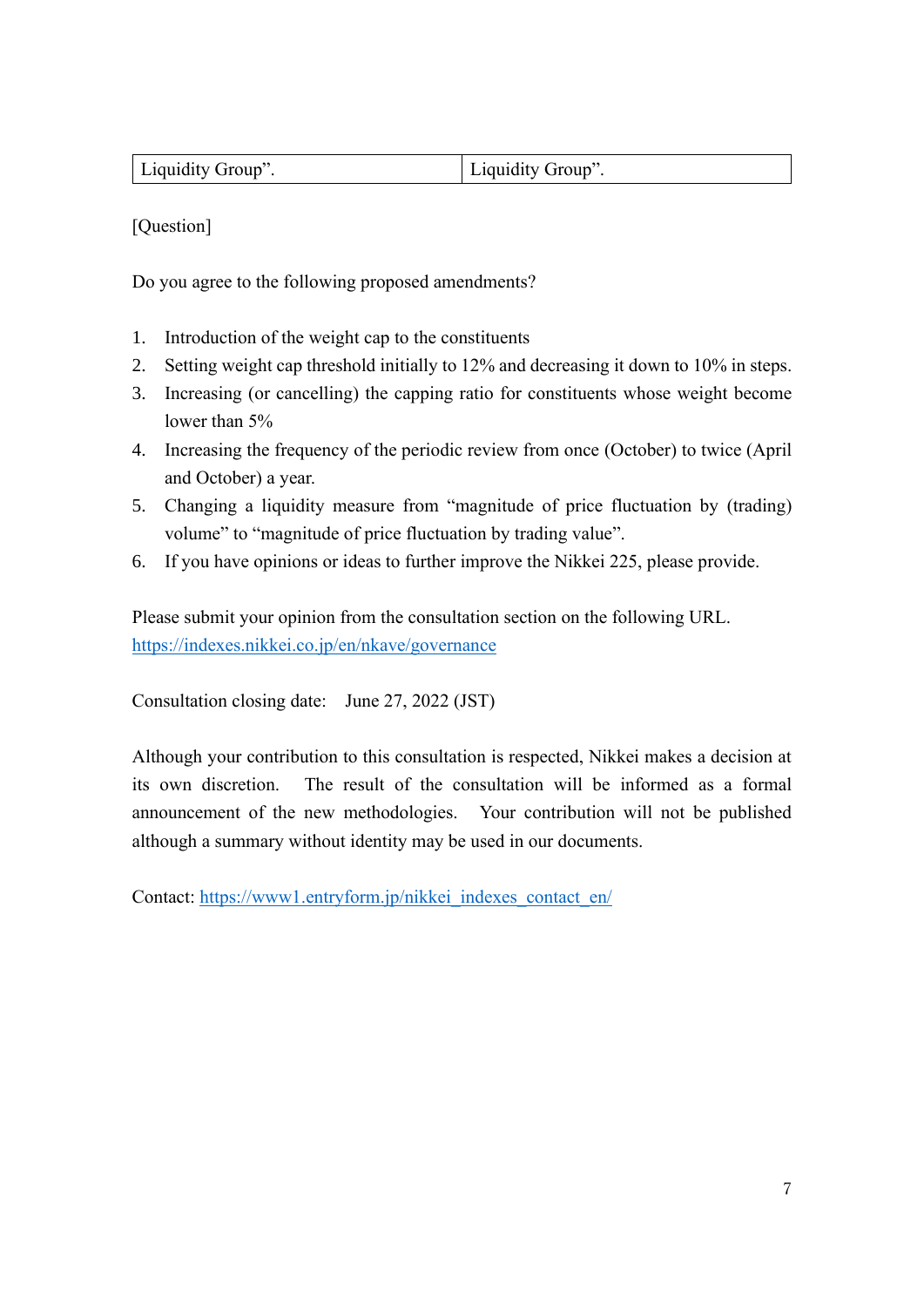| | |
|---|---|
| Liquidity Group”. | Liquidity Group”. |

[Question]

Do you agree to the following proposed amendments?

1. Introduction of the weight cap to the constituents
2. Setting weight cap threshold initially to 12% and decreasing it down to 10% in steps.
3. Increasing (or cancelling) the capping ratio for constituents whose weight become lower than 5%
4. Increasing the frequency of the periodic review from once (October) to twice (April and October) a year.
5. Changing a liquidity measure from “magnitude of price fluctuation by (trading) volume” to “magnitude of price fluctuation by trading value”.
6. If you have opinions or ideas to further improve the Nikkei 225, please provide.

Please submit your opinion from the consultation section on the following URL.
[https://indexes.nikkei.co.jp/en/nkave/governance](https://indexes.nikkei.co.jp/en/nkave/governance)

Consultation closing date: June 27, 2022 (JST)

Although your contribution to this consultation is respected, Nikkei makes a decision at its own discretion. The result of the consultation will be informed as a formal announcement of the new methodologies. Your contribution will not be published although a summary without identity may be used in our documents.

Contact: [https://www1.entryform.jp/nikkei_indexes_contact_en/](https://www1.entryform.jp/nikkei_indexes_contact_en/)